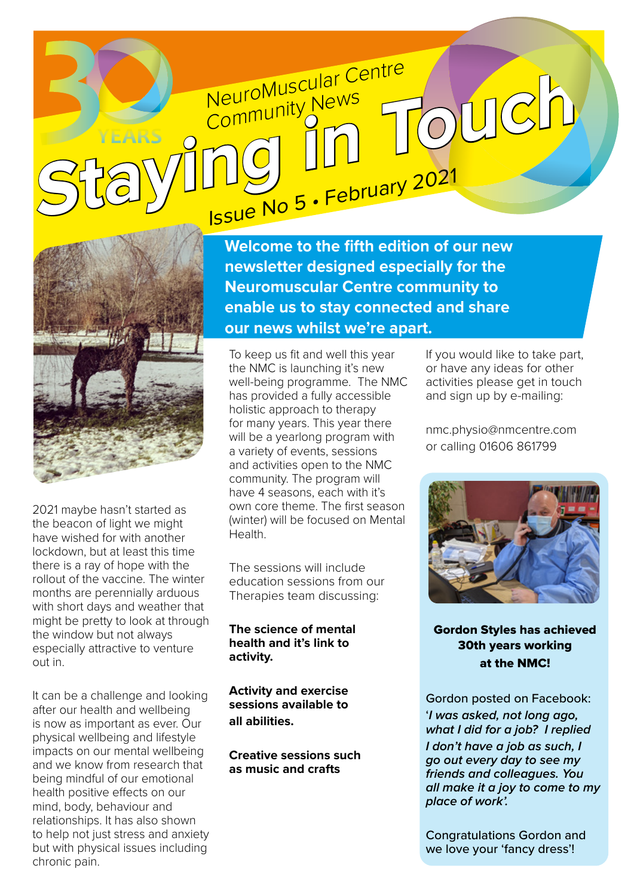30 YEARS

NeuroMuscular Centre Community News

# Staying in Touch

Issue No 5 • February 2021

**Welcome to the fifth edition of our new newsletter designed especially for the Neuromuscular Centre community to enable us to stay connected and share our news whilst we're apart.**

2021 maybe hasn't started as the beacon of light we might have wished for with another lockdown, but at least this time there is a ray of hope with the rollout of the vaccine. The winter months are perennially arduous with short days and weather that might be pretty to look at through the window but not always especially attractive to venture out in.

It can be a challenge and looking after our health and wellbeing is now as important as ever. Our physical wellbeing and lifestyle impacts on our mental wellbeing and we know from research that being mindful of our emotional health positive effects on our mind, body, behaviour and relationships. It has also shown to help not just stress and anxiety but with physical issues including chronic pain.

To keep us fit and well this year the NMC is launching it's new well-being programme. The NMC has provided a fully accessible holistic approach to therapy for many years. This year there will be a yearlong program with a variety of events, sessions and activities open to the NMC community. The program will have 4 seasons, each with it's own core theme. The first season (winter) will be focused on Mental Health.

The sessions will include education sessions from our Therapies team discussing:

**The science of mental health and it's link to activity.**

**Activity and exercise sessions available to all abilities.**

**Creative sessions such as music and crafts**

If you would like to take part, or have any ideas for other activities please get in touch and sign up by e-mailing:

nmc.physio@nmcentre.com
or calling 01606 861799

**Gordon Styles has achieved 30th years working at the NMC!**

Gordon posted on Facebook:
'***I was asked, not long ago, what I did for a job? I replied I don't have a job as such, I go out every day to see my friends and colleagues. You all make it a joy to come to my place of work'.***

Congratulations Gordon and we love your 'fancy dress'!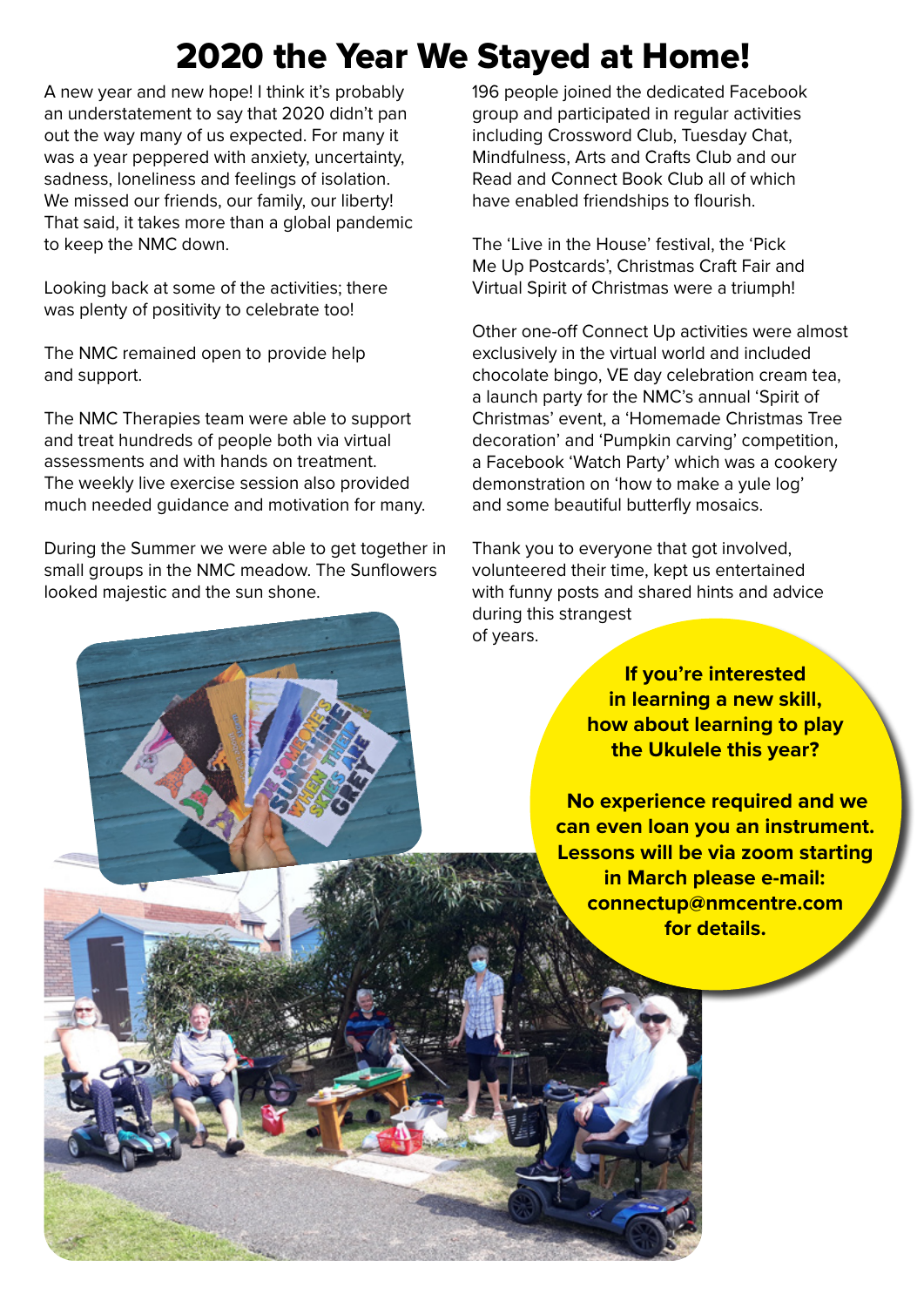# 2020 the Year We Stayed at Home!

A new year and new hope! I think it's probably an understatement to say that 2020 didn't pan out the way many of us expected. For many it was a year peppered with anxiety, uncertainty, sadness, loneliness and feelings of isolation. We missed our friends, our family, our liberty! That said, it takes more than a global pandemic to keep the NMC down.

Looking back at some of the activities; there was plenty of positivity to celebrate too!

The NMC remained open to provide help and support.

The NMC Therapies team were able to support and treat hundreds of people both via virtual assessments and with hands on treatment. The weekly live exercise session also provided much needed guidance and motivation for many.

During the Summer we were able to get together in small groups in the NMC meadow. The Sunflowers looked majestic and the sun shone.

196 people joined the dedicated Facebook group and participated in regular activities including Crossword Club, Tuesday Chat, Mindfulness, Arts and Crafts Club and our Read and Connect Book Club all of which have enabled friendships to flourish.

The 'Live in the House' festival, the 'Pick Me Up Postcards', Christmas Craft Fair and Virtual Spirit of Christmas were a triumph!

Other one-off Connect Up activities were almost exclusively in the virtual world and included chocolate bingo, VE day celebration cream tea, a launch party for the NMC's annual 'Spirit of Christmas' event, a 'Homemade Christmas Tree decoration' and 'Pumpkin carving' competition, a Facebook 'Watch Party' which was a cookery demonstration on 'how to make a yule log' and some beautiful butterfly mosaics.

Thank you to everyone that got involved, volunteered their time, kept us entertained with funny posts and shared hints and advice during this strangest of years.

**If you're interested in learning a new skill, how about learning to play the Ukulele this year?**

**No experience required and we can even loan you an instrument. Lessons will be via zoom starting in March please e-mail: connectup@nmcentre.com for details.**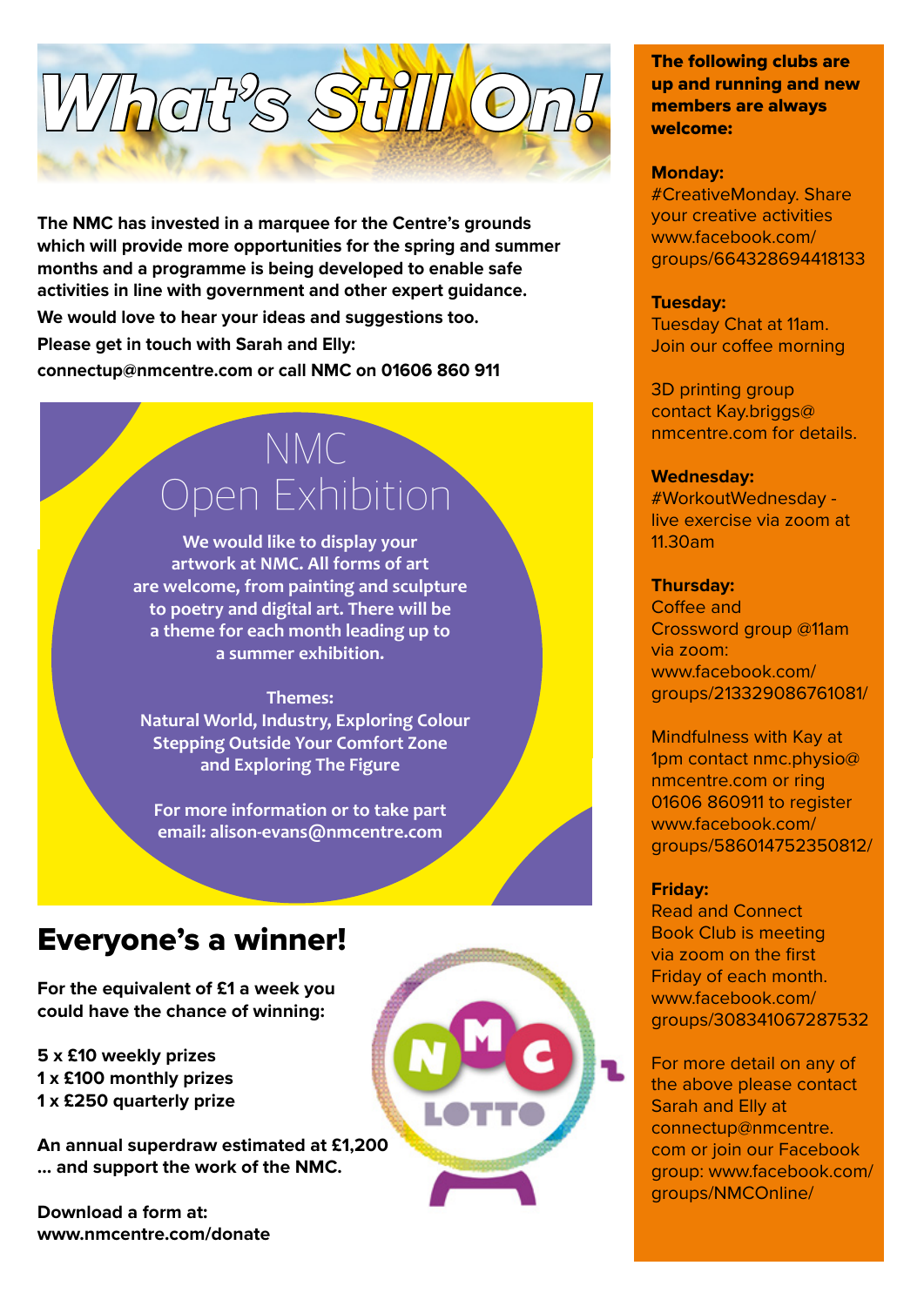# What's Still On!

**The NMC has invested in a marquee for the Centre's grounds which will provide more opportunities for the spring and summer months and a programme is being developed to enable safe activities in line with government and other expert guidance.**

**We would love to hear your ideas and suggestions too.**

**Please get in touch with Sarah and Elly:**

**connectup@nmcentre.com or call NMC on 01606 860 911**

## NMC Open Exhibition

**We would like to display your artwork at NMC. All forms of art are welcome, from painting and sculpture to poetry and digital art. There will be a theme for each month leading up to a summer exhibition.**

**Themes:**
**Natural World, Industry, Exploring Colour Stepping Outside Your Comfort Zone and Exploring The Figure**

**For more information or to take part email: alison-evans@nmcentre.com**

## Everyone's a winner!

**For the equivalent of £1 a week you could have the chance of winning:**

**5 x £10 weekly prizes**
**1 x £100 monthly prizes**
**1 x £250 quarterly prize**

**An annual superdraw estimated at £1,200 … and support the work of the NMC.**

**Download a form at: www.nmcentre.com/donate**

NMC LOTTO

**The following clubs are up and running and new members are always welcome:**

**Monday:**
#CreativeMonday. Share your creative activities www.facebook.com/groups/664328694418133

**Tuesday:**
Tuesday Chat at 11am. Join our coffee morning

3D printing group contact Kay.briggs@nmcentre.com for details.

**Wednesday:**
#WorkoutWednesday - live exercise via zoom at 11.30am

**Thursday:**
Coffee and Crossword group @11am via zoom: www.facebook.com/groups/213329086761081/

Mindfulness with Kay at 1pm contact nmc.physio@nmcentre.com or ring 01606 860911 to register www.facebook.com/groups/586014752350812/

**Friday:**
Read and Connect Book Club is meeting via zoom on the first Friday of each month. www.facebook.com/groups/308341067287532

For more detail on any of the above please contact Sarah and Elly at connectup@nmcentre.com or join our Facebook group: www.facebook.com/groups/NMCOnline/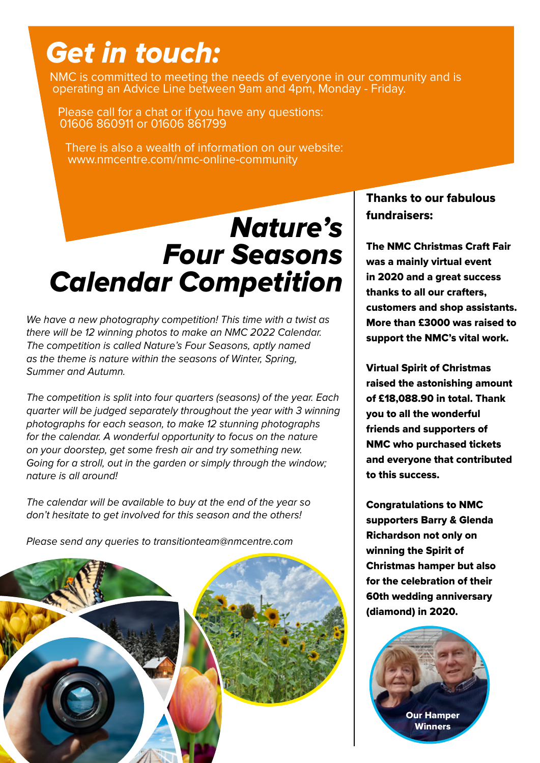# Get in touch:

NMC is committed to meeting the needs of everyone in our community and is operating an Advice Line between 9am and 4pm, Monday - Friday.

Please call for a chat or if you have any questions: 01606 860911 or 01606 861799

There is also a wealth of information on our website: www.nmcentre.com/nmc-online-community

# Nature's Four Seasons Calendar Competition

*We have a new photography competition! This time with a twist as there will be 12 winning photos to make an NMC 2022 Calendar. The competition is called Nature's Four Seasons, aptly named as the theme is nature within the seasons of Winter, Spring, Summer and Autumn.*

*The competition is split into four quarters (seasons) of the year. Each quarter will be judged separately throughout the year with 3 winning photographs for each season, to make 12 stunning photographs for the calendar. A wonderful opportunity to focus on the nature on your doorstep, get some fresh air and try something new. Going for a stroll, out in the garden or simply through the window; nature is all around!*

*The calendar will be available to buy at the end of the year so don't hesitate to get involved for this season and the others!*

*Please send any queries to transitionteam@nmcentre.com*

## Thanks to our fabulous fundraisers:

**The NMC Christmas Craft Fair was a mainly virtual event in 2020 and a great success thanks to all our crafters, customers and shop assistants. More than £3000 was raised to support the NMC's vital work.**

**Virtual Spirit of Christmas raised the astonishing amount of £18,088.90 in total. Thank you to all the wonderful friends and supporters of NMC who purchased tickets and everyone that contributed to this success.**

**Congratulations to NMC supporters Barry & Glenda Richardson not only on winning the Spirit of Christmas hamper but also for the celebration of their 60th wedding anniversary (diamond) in 2020.**

Our Hamper Winners